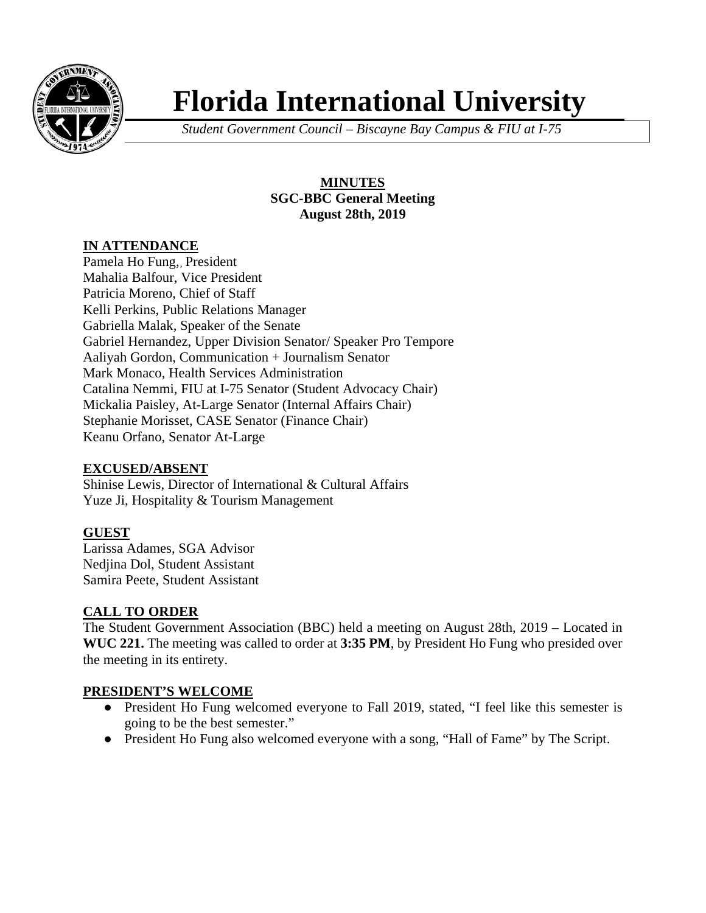# Florida International University

*Student Government Council – Biscayne Bay Campus & FIU at I-75*

**MINUTES**
**SGC-BBC General Meeting**
**August 28th, 2019**

## IN ATTENDANCE

Pamela Ho Fung,, President
Mahalia Balfour, Vice President
Patricia Moreno, Chief of Staff
Kelli Perkins, Public Relations Manager
Gabriella Malak, Speaker of the Senate
Gabriel Hernandez, Upper Division Senator/ Speaker Pro Tempore
Aaliyah Gordon, Communication + Journalism Senator
Mark Monaco, Health Services Administration
Catalina Nemmi, FIU at I-75 Senator (Student Advocacy Chair)
Mickalia Paisley, At-Large Senator (Internal Affairs Chair)
Stephanie Morisset, CASE Senator (Finance Chair)
Keanu Orfano, Senator At-Large

## EXCUSED/ABSENT

Shinise Lewis, Director of International & Cultural Affairs
Yuze Ji, Hospitality & Tourism Management

## GUEST

Larissa Adames, SGA Advisor
Nedjina Dol, Student Assistant
Samira Peete, Student Assistant

## CALL TO ORDER

The Student Government Association (BBC) held a meeting on August 28th, 2019 – Located in **WUC 221.** The meeting was called to order at **3:35 PM**, by President Ho Fung who presided over the meeting in its entirety.

## PRESIDENT'S WELCOME

- President Ho Fung welcomed everyone to Fall 2019, stated, "I feel like this semester is going to be the best semester."
- President Ho Fung also welcomed everyone with a song, "Hall of Fame" by The Script.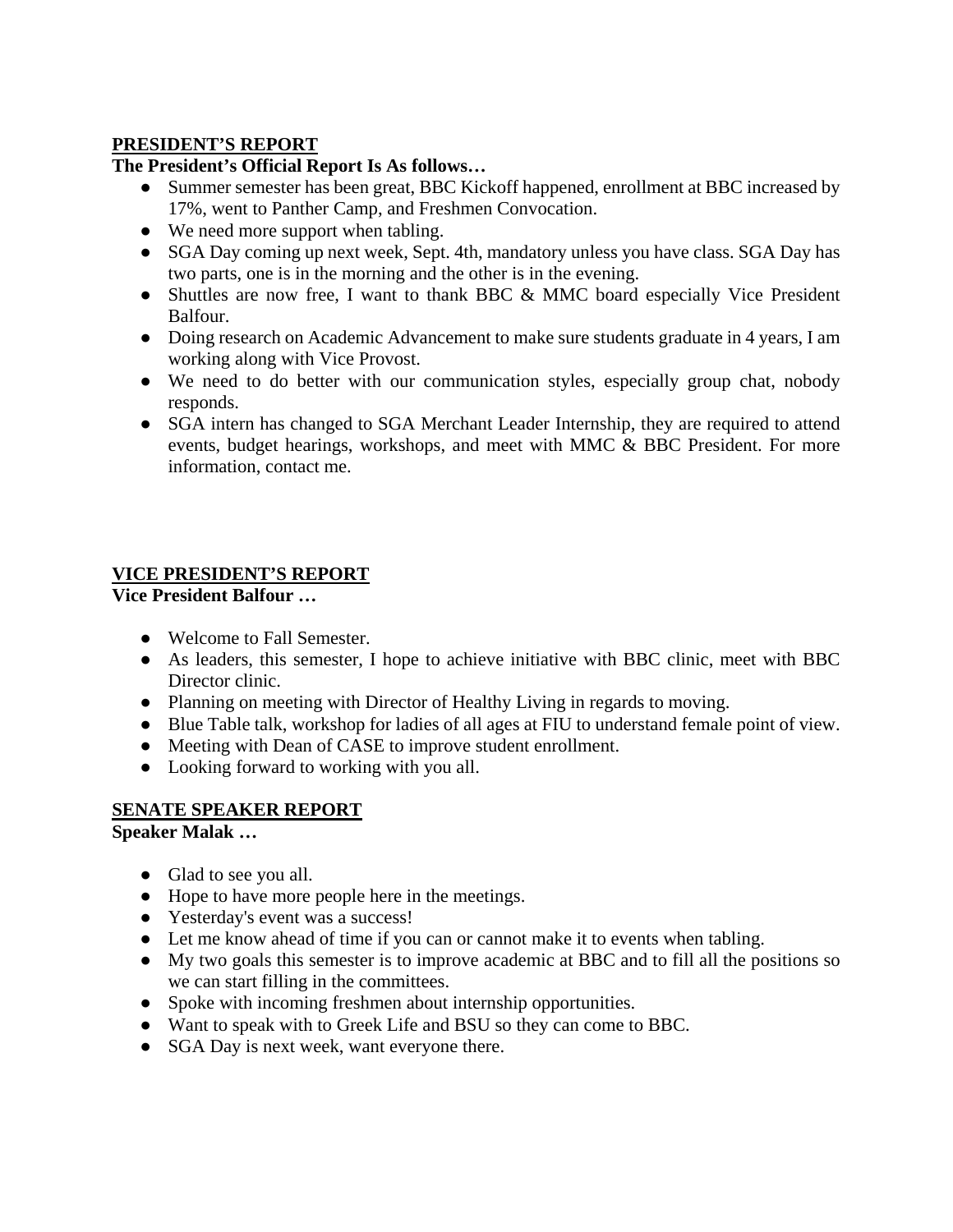## PRESIDENT'S REPORT

**The President's Official Report Is As follows…**

- Summer semester has been great, BBC Kickoff happened, enrollment at BBC increased by 17%, went to Panther Camp, and Freshmen Convocation.
- We need more support when tabling.
- SGA Day coming up next week, Sept. 4th, mandatory unless you have class. SGA Day has two parts, one is in the morning and the other is in the evening.
- Shuttles are now free, I want to thank BBC & MMC board especially Vice President Balfour.
- Doing research on Academic Advancement to make sure students graduate in 4 years, I am working along with Vice Provost.
- We need to do better with our communication styles, especially group chat, nobody responds.
- SGA intern has changed to SGA Merchant Leader Internship, they are required to attend events, budget hearings, workshops, and meet with MMC & BBC President. For more information, contact me.

## VICE PRESIDENT'S REPORT

**Vice President Balfour …**

- Welcome to Fall Semester.
- As leaders, this semester, I hope to achieve initiative with BBC clinic, meet with BBC Director clinic.
- Planning on meeting with Director of Healthy Living in regards to moving.
- Blue Table talk, workshop for ladies of all ages at FIU to understand female point of view.
- Meeting with Dean of CASE to improve student enrollment.
- Looking forward to working with you all.

## SENATE SPEAKER REPORT

**Speaker Malak …**

- Glad to see you all.
- Hope to have more people here in the meetings.
- Yesterday's event was a success!
- Let me know ahead of time if you can or cannot make it to events when tabling.
- My two goals this semester is to improve academic at BBC and to fill all the positions so we can start filling in the committees.
- Spoke with incoming freshmen about internship opportunities.
- Want to speak with to Greek Life and BSU so they can come to BBC.
- SGA Day is next week, want everyone there.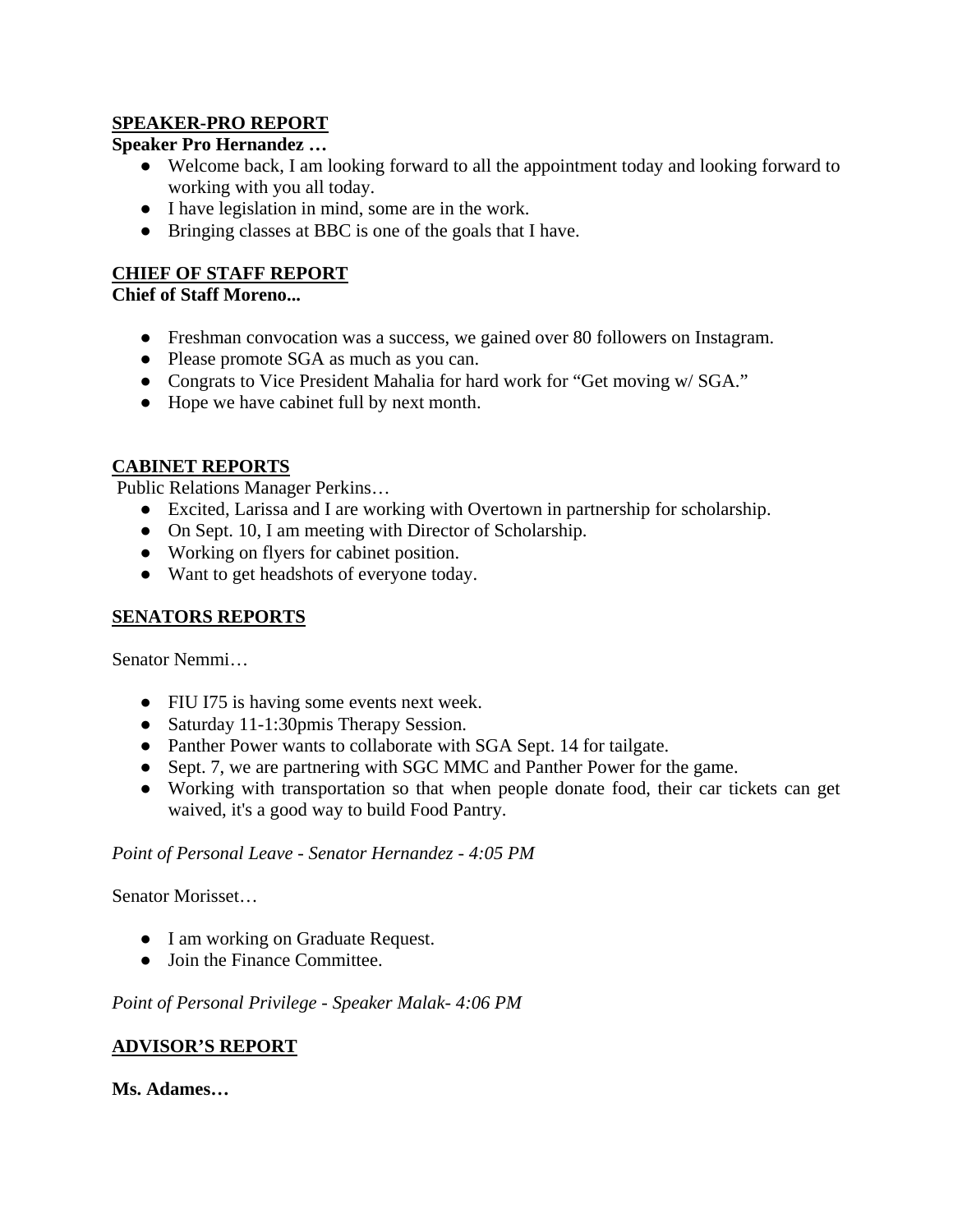## SPEAKER-PRO REPORT

**Speaker Pro Hernandez …**

- Welcome back, I am looking forward to all the appointment today and looking forward to working with you all today.
- I have legislation in mind, some are in the work.
- Bringing classes at BBC is one of the goals that I have.

## CHIEF OF STAFF REPORT

**Chief of Staff Moreno...**

- Freshman convocation was a success, we gained over 80 followers on Instagram.
- Please promote SGA as much as you can.
- Congrats to Vice President Mahalia for hard work for "Get moving w/ SGA."
- Hope we have cabinet full by next month.

## CABINET REPORTS

Public Relations Manager Perkins…

- Excited, Larissa and I are working with Overtown in partnership for scholarship.
- On Sept. 10, I am meeting with Director of Scholarship.
- Working on flyers for cabinet position.
- Want to get headshots of everyone today.

## SENATORS REPORTS

Senator Nemmi…

- FIU I75 is having some events next week.
- Saturday 11-1:30pmis Therapy Session.
- Panther Power wants to collaborate with SGA Sept. 14 for tailgate.
- Sept. 7, we are partnering with SGC MMC and Panther Power for the game.
- Working with transportation so that when people donate food, their car tickets can get waived, it's a good way to build Food Pantry.

*Point of Personal Leave - Senator Hernandez - 4:05 PM*

Senator Morisset…

- I am working on Graduate Request.
- Join the Finance Committee.

*Point of Personal Privilege - Speaker Malak- 4:06 PM*

## ADVISOR'S REPORT

**Ms. Adames…**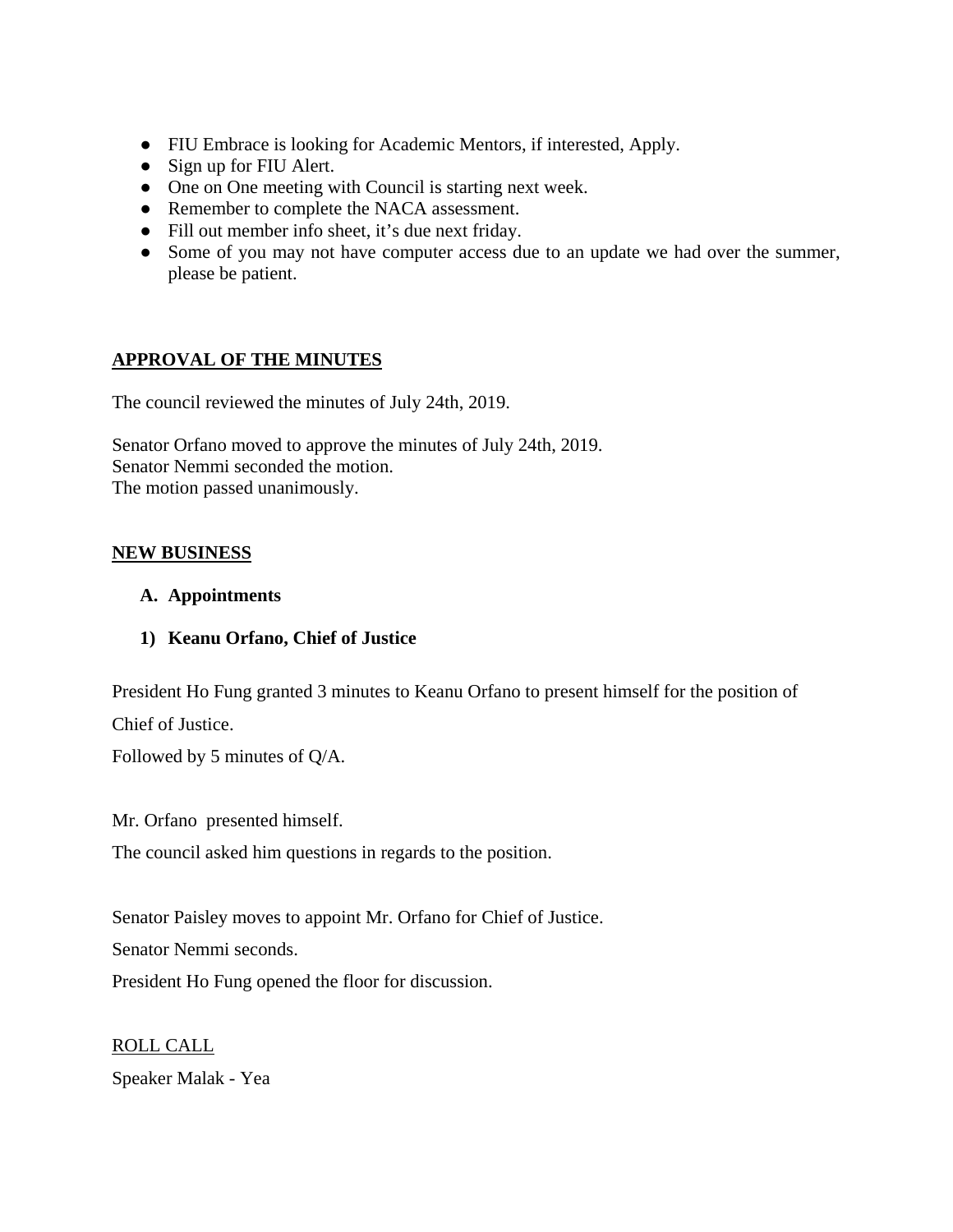- FIU Embrace is looking for Academic Mentors, if interested, Apply.
- Sign up for FIU Alert.
- One on One meeting with Council is starting next week.
- Remember to complete the NACA assessment.
- Fill out member info sheet, it's due next friday.
- Some of you may not have computer access due to an update we had over the summer, please be patient.

## APPROVAL OF THE MINUTES

The council reviewed the minutes of July 24th, 2019.

Senator Orfano moved to approve the minutes of July 24th, 2019.
Senator Nemmi seconded the motion.
The motion passed unanimously.

## NEW BUSINESS

**A. Appointments**

**1) Keanu Orfano, Chief of Justice**

President Ho Fung granted 3 minutes to Keanu Orfano to present himself for the position of Chief of Justice.

Followed by 5 minutes of Q/A.

Mr. Orfano presented himself.

The council asked him questions in regards to the position.

Senator Paisley moves to appoint Mr. Orfano for Chief of Justice.

Senator Nemmi seconds.

President Ho Fung opened the floor for discussion.

ROLL CALL

Speaker Malak - Yea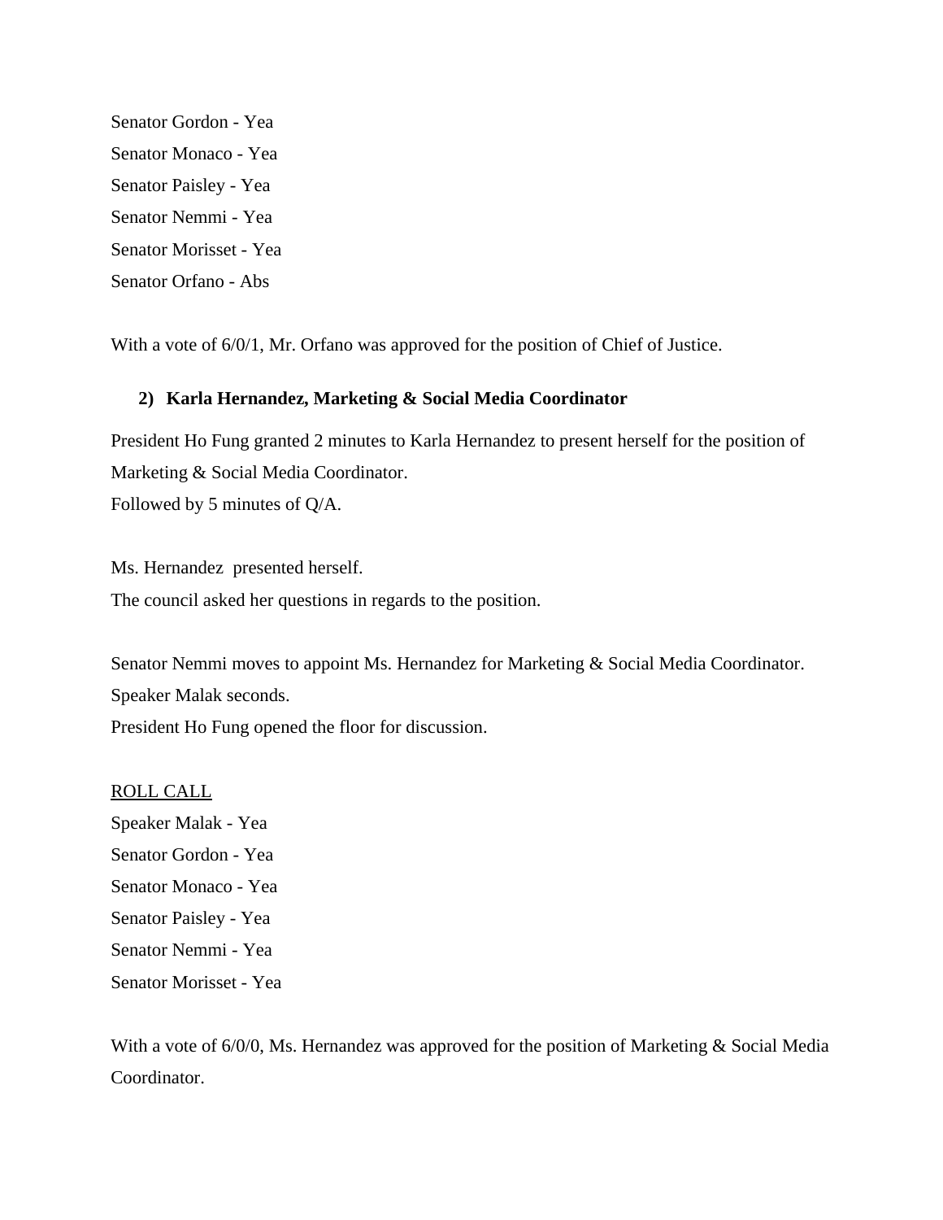Senator Gordon - Yea

Senator Monaco - Yea

Senator Paisley - Yea

Senator Nemmi - Yea

Senator Morisset - Yea

Senator Orfano - Abs

With a vote of 6/0/1, Mr. Orfano was approved for the position of Chief of Justice.

**2) Karla Hernandez, Marketing & Social Media Coordinator**

President Ho Fung granted 2 minutes to Karla Hernandez to present herself for the position of Marketing & Social Media Coordinator.
Followed by 5 minutes of Q/A.

Ms. Hernandez presented herself.
The council asked her questions in regards to the position.

Senator Nemmi moves to appoint Ms. Hernandez for Marketing & Social Media Coordinator.
Speaker Malak seconds.
President Ho Fung opened the floor for discussion.

<u>ROLL CALL</u>

Speaker Malak - Yea

Senator Gordon - Yea

Senator Monaco - Yea

Senator Paisley - Yea

Senator Nemmi - Yea

Senator Morisset - Yea

With a vote of 6/0/0, Ms. Hernandez was approved for the position of Marketing & Social Media Coordinator.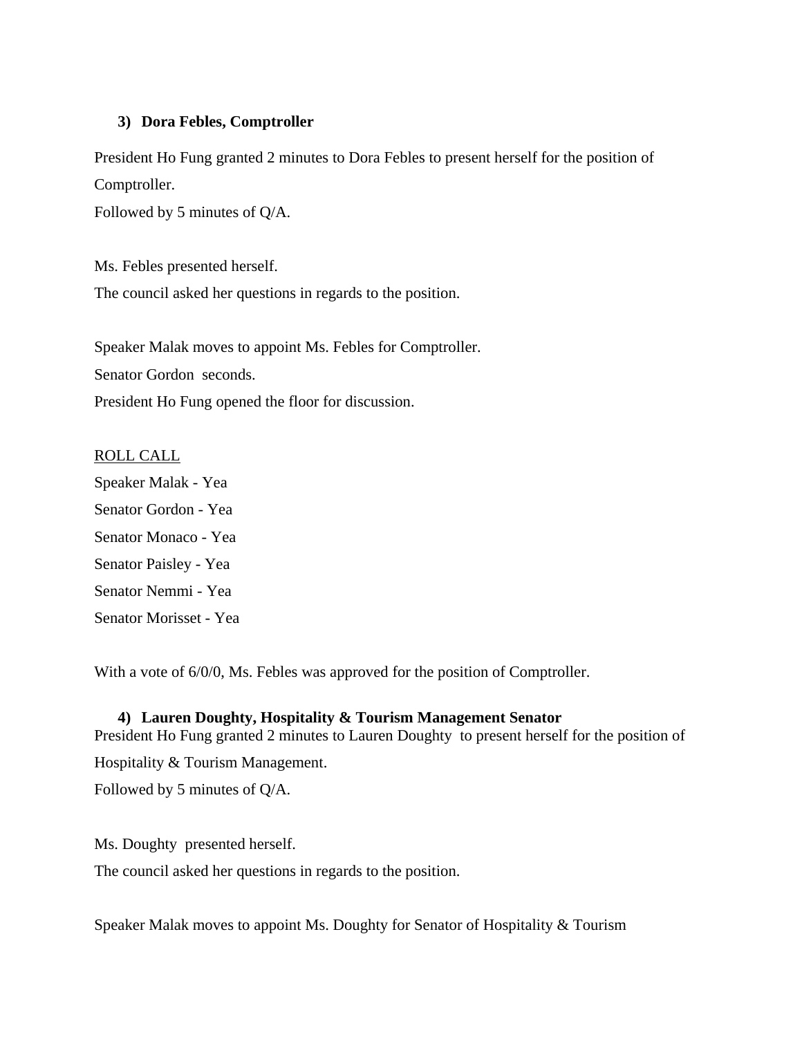### 3) Dora Febles, Comptroller

President Ho Fung granted 2 minutes to Dora Febles to present herself for the position of Comptroller.

Followed by 5 minutes of Q/A.

Ms. Febles presented herself.

The council asked her questions in regards to the position.

Speaker Malak moves to appoint Ms. Febles for Comptroller.

Senator Gordon seconds.

President Ho Fung opened the floor for discussion.

ROLL CALL

Speaker Malak - Yea

Senator Gordon - Yea

Senator Monaco - Yea

Senator Paisley - Yea

Senator Nemmi - Yea

Senator Morisset - Yea

With a vote of 6/0/0, Ms. Febles was approved for the position of Comptroller.

### 4) Lauren Doughty, Hospitality & Tourism Management Senator

President Ho Fung granted 2 minutes to Lauren Doughty to present herself for the position of Hospitality & Tourism Management.

Followed by 5 minutes of Q/A.

Ms. Doughty presented herself.

The council asked her questions in regards to the position.

Speaker Malak moves to appoint Ms. Doughty for Senator of Hospitality & Tourism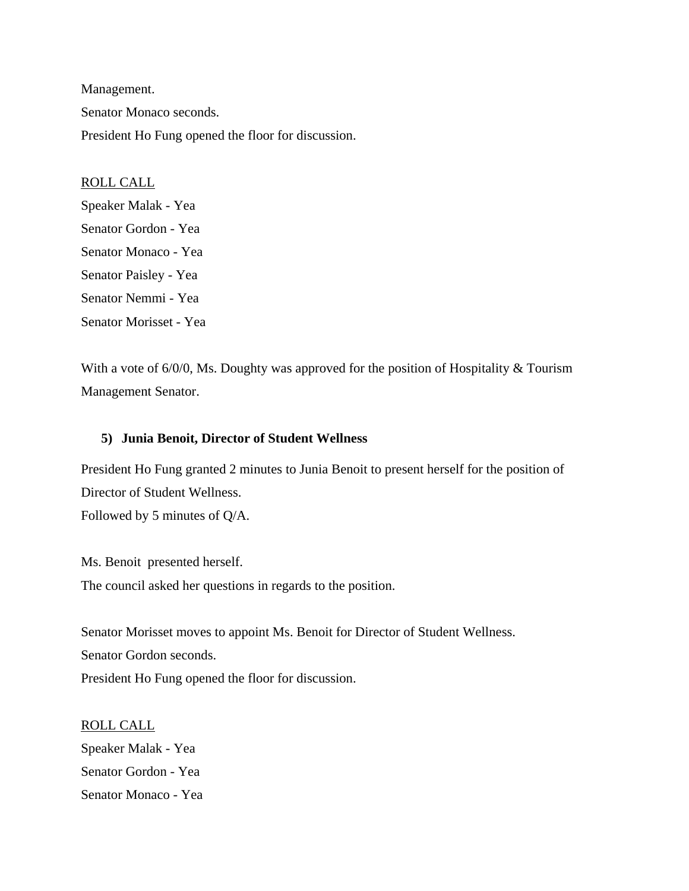Management.

Senator Monaco seconds.

President Ho Fung opened the floor for discussion.

ROLL CALL

Speaker Malak - Yea

Senator Gordon - Yea

Senator Monaco - Yea

Senator Paisley - Yea

Senator Nemmi - Yea

Senator Morisset - Yea

With a vote of 6/0/0, Ms. Doughty was approved for the position of Hospitality & Tourism Management Senator.

5) **Junia Benoit, Director of Student Wellness**

President Ho Fung granted 2 minutes to Junia Benoit to present herself for the position of Director of Student Wellness.

Followed by 5 minutes of Q/A.

Ms. Benoit presented herself.

The council asked her questions in regards to the position.

Senator Morisset moves to appoint Ms. Benoit for Director of Student Wellness.

Senator Gordon seconds.

President Ho Fung opened the floor for discussion.

ROLL CALL

Speaker Malak - Yea

Senator Gordon - Yea

Senator Monaco - Yea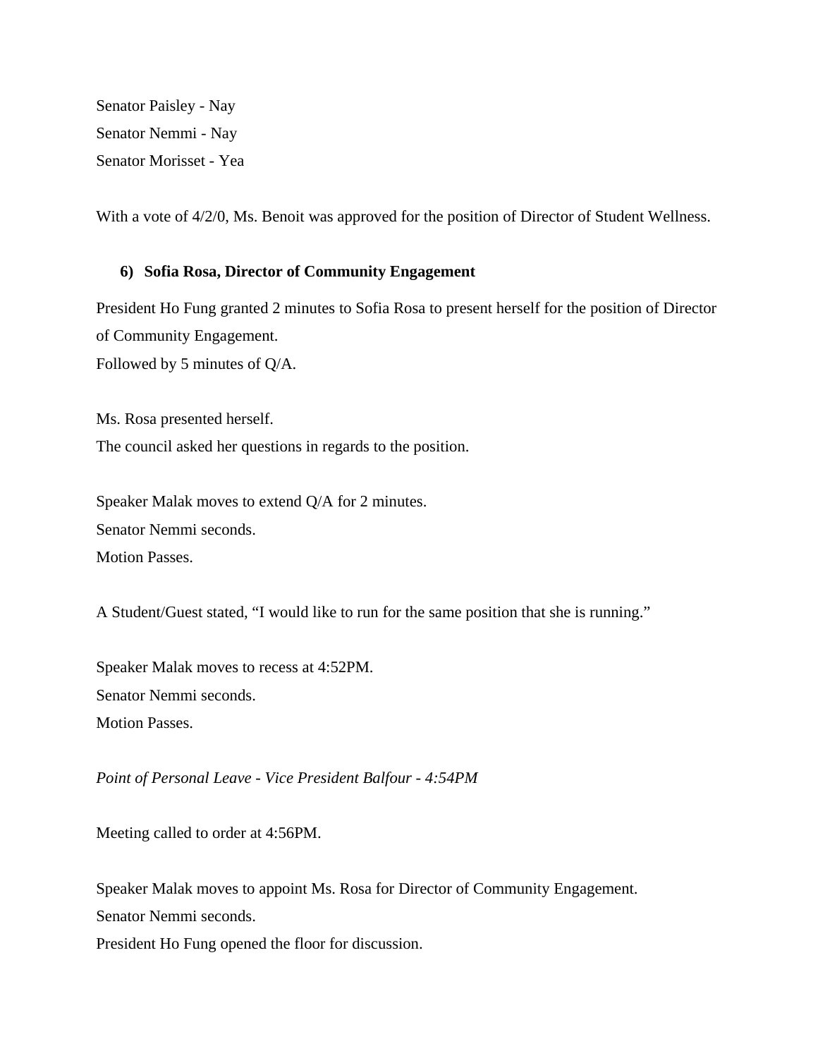Senator Paisley - Nay
Senator Nemmi - Nay
Senator Morisset - Yea

With a vote of 4/2/0, Ms. Benoit was approved for the position of Director of Student Wellness.

6) **Sofia Rosa, Director of Community Engagement**

President Ho Fung granted 2 minutes to Sofia Rosa to present herself for the position of Director of Community Engagement.
Followed by 5 minutes of Q/A.

Ms. Rosa presented herself.
The council asked her questions in regards to the position.

Speaker Malak moves to extend Q/A for 2 minutes.
Senator Nemmi seconds.
Motion Passes.

A Student/Guest stated, "I would like to run for the same position that she is running."

Speaker Malak moves to recess at 4:52PM.
Senator Nemmi seconds.
Motion Passes.

*Point of Personal Leave - Vice President Balfour - 4:54PM*

Meeting called to order at 4:56PM.

Speaker Malak moves to appoint Ms. Rosa for Director of Community Engagement.
Senator Nemmi seconds.
President Ho Fung opened the floor for discussion.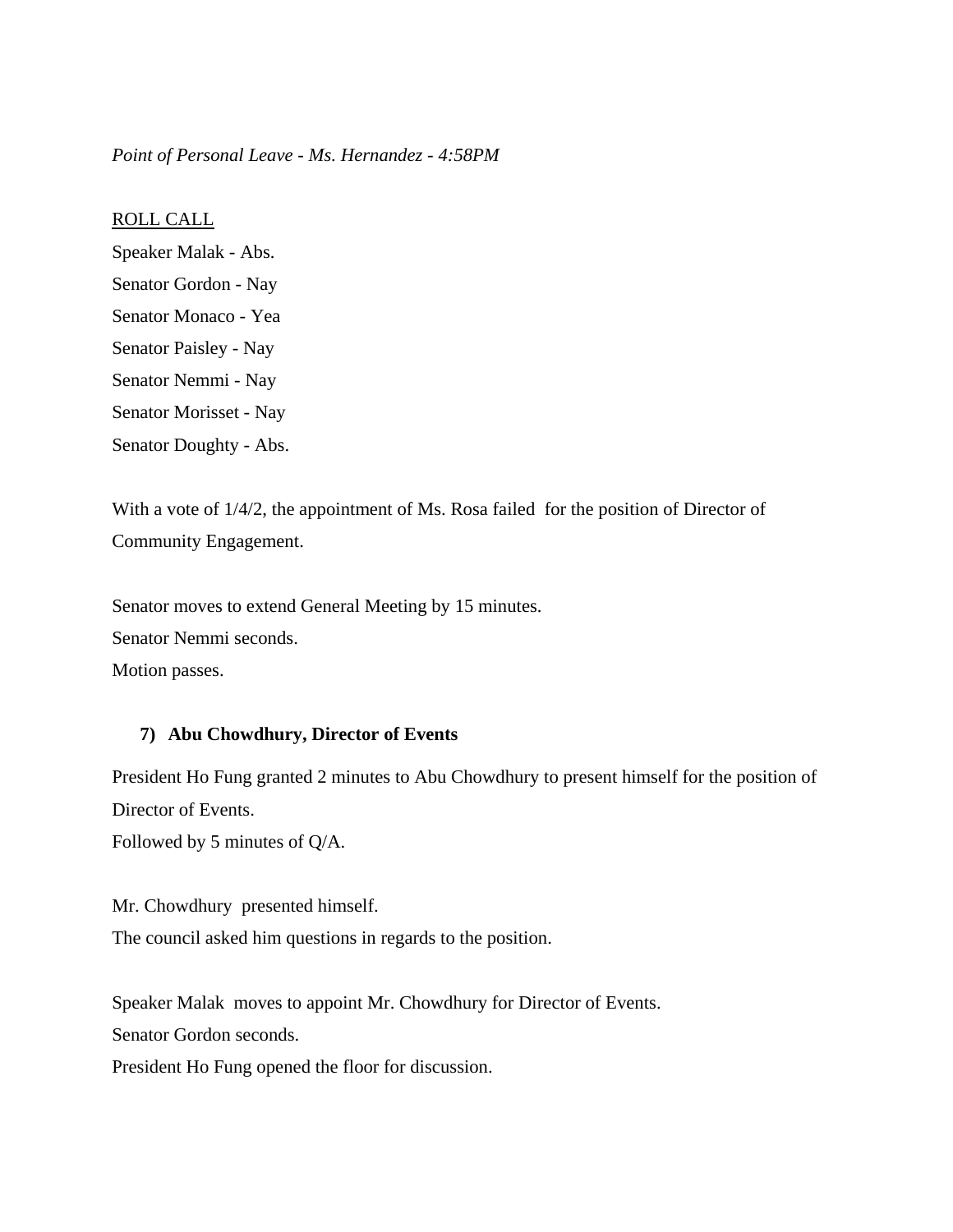*Point of Personal Leave - Ms. Hernandez - 4:58PM*

ROLL CALL

Speaker Malak - Abs.
Senator Gordon - Nay
Senator Monaco - Yea
Senator Paisley - Nay
Senator Nemmi - Nay
Senator Morisset - Nay
Senator Doughty - Abs.

With a vote of 1/4/2, the appointment of Ms. Rosa failed for the position of Director of Community Engagement.

Senator moves to extend General Meeting by 15 minutes.
Senator Nemmi seconds.
Motion passes.

**7) Abu Chowdhury, Director of Events**

President Ho Fung granted 2 minutes to Abu Chowdhury to present himself for the position of Director of Events.
Followed by 5 minutes of Q/A.

Mr. Chowdhury presented himself.
The council asked him questions in regards to the position.

Speaker Malak moves to appoint Mr. Chowdhury for Director of Events.
Senator Gordon seconds.
President Ho Fung opened the floor for discussion.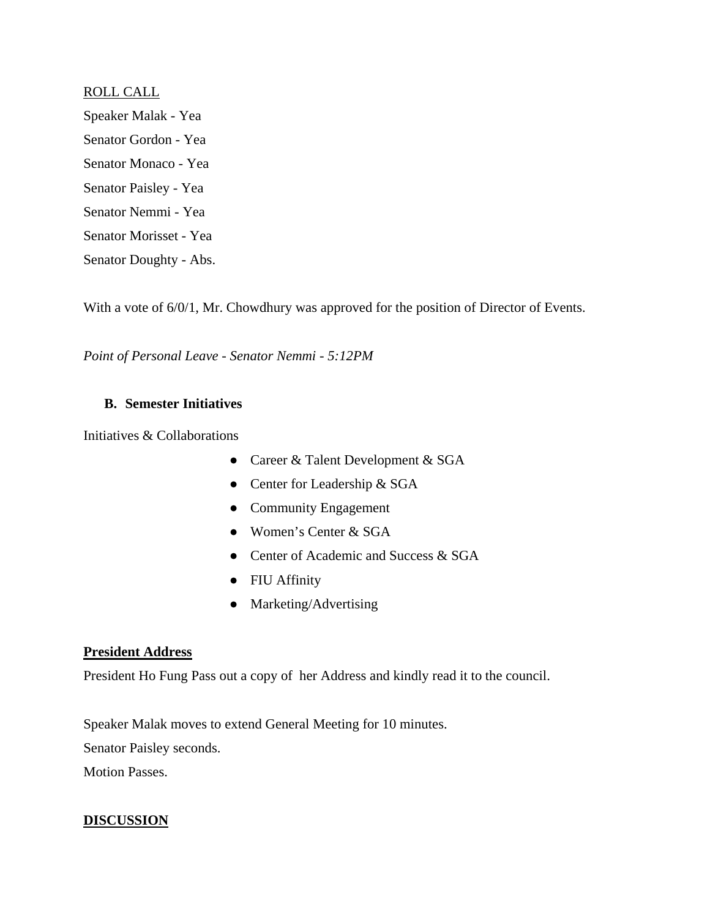ROLL CALL

Speaker Malak - Yea

Senator Gordon - Yea

Senator Monaco - Yea

Senator Paisley - Yea

Senator Nemmi - Yea

Senator Morisset - Yea

Senator Doughty - Abs.

With a vote of 6/0/1, Mr. Chowdhury was approved for the position of Director of Events.

*Point of Personal Leave - Senator Nemmi - 5:12PM*

**B. Semester Initiatives**

Initiatives & Collaborations

- Career & Talent Development & SGA
- Center for Leadership & SGA
- Community Engagement
- Women's Center & SGA
- Center of Academic and Success & SGA
- FIU Affinity
- Marketing/Advertising

**President Address**

President Ho Fung Pass out a copy of her Address and kindly read it to the council.

Speaker Malak moves to extend General Meeting for 10 minutes.

Senator Paisley seconds.

Motion Passes.

**DISCUSSION**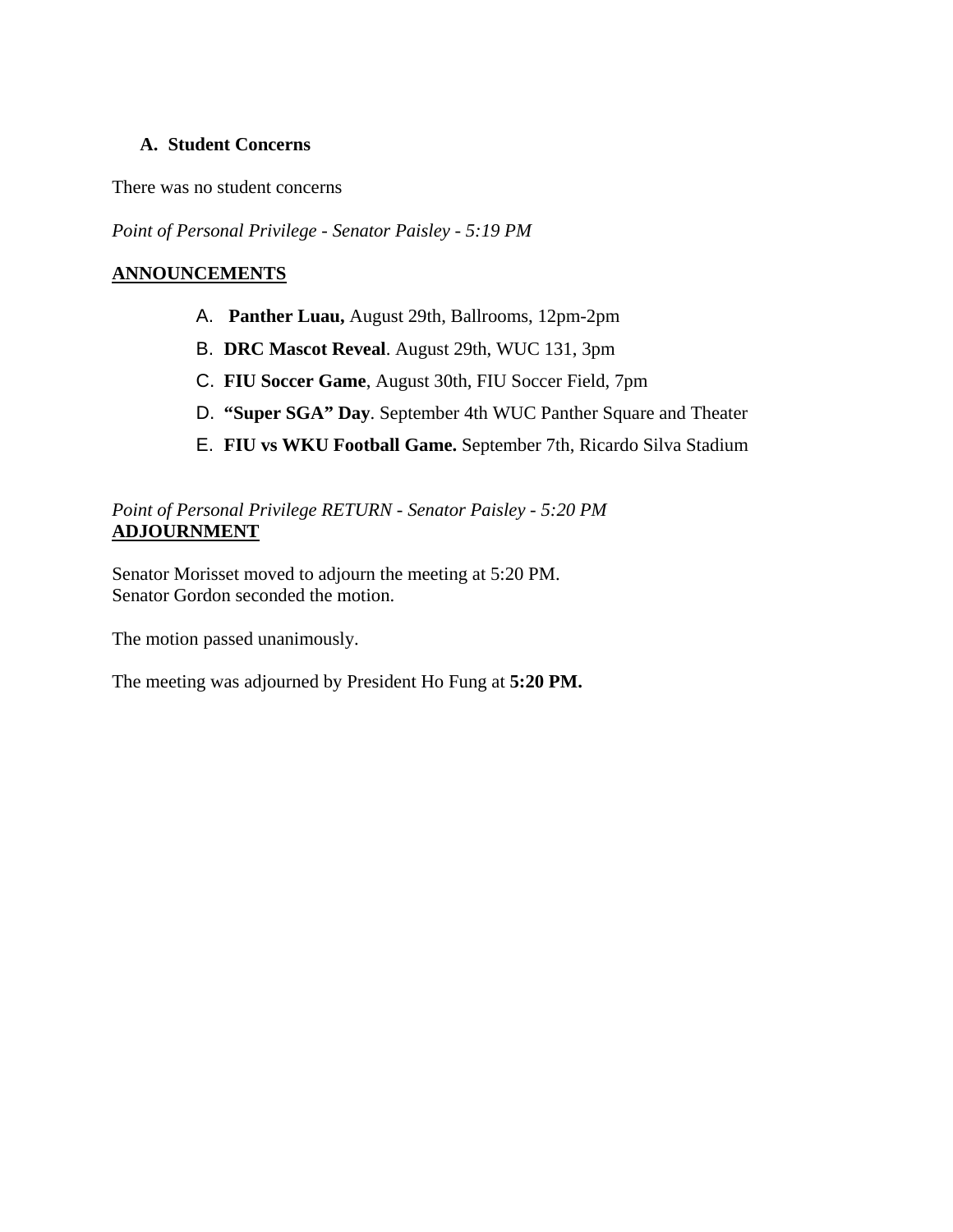### A. Student Concerns

There was no student concerns

*Point of Personal Privilege - Senator Paisley - 5:19 PM*

**ANNOUNCEMENTS**

A. **Panther Luau,** August 29th, Ballrooms, 12pm-2pm
B. **DRC Mascot Reveal**. August 29th, WUC 131, 3pm
C. **FIU Soccer Game**, August 30th, FIU Soccer Field, 7pm
D. **"Super SGA" Day**. September 4th WUC Panther Square and Theater
E. **FIU vs WKU Football Game.** September 7th, Ricardo Silva Stadium

*Point of Personal Privilege RETURN - Senator Paisley - 5:20 PM*

**ADJOURNMENT**

Senator Morisset moved to adjourn the meeting at 5:20 PM.
Senator Gordon seconded the motion.

The motion passed unanimously.

The meeting was adjourned by President Ho Fung at **5:20 PM.**